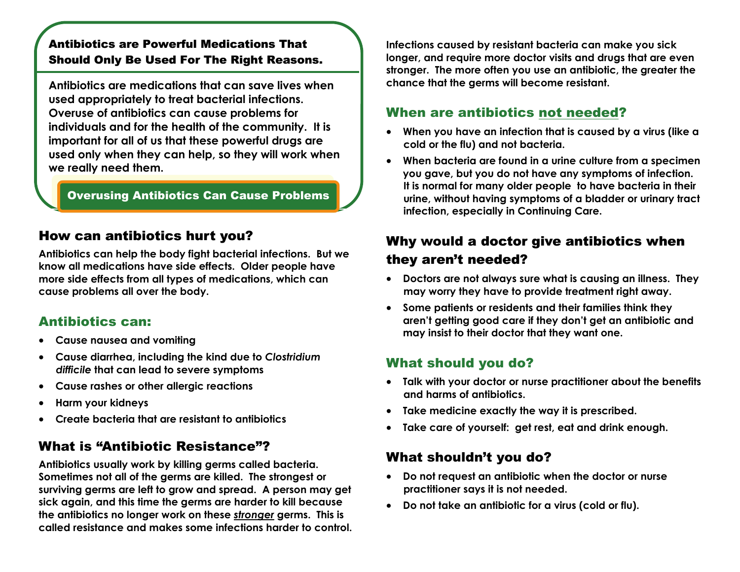## Antibiotics are Powerful Medications That Should Only Be Used For The Right Reasons.

**Antibiotics are medications that can save lives when used appropriately to treat bacterial infections. Overuse of antibiotics can cause problems for individuals and for the health of the community. It is important for all of us that these powerful drugs are used only when they can help, so they will work when we really need them.**

**Overusing Antibiotics Can Cause Problems**

## How can antibiotics hurt you?

**Antibiotics can help the body fight bacterial infections. But we know all medications have side effects. Older people have more side effects from all types of medications, which can cause problems all over the body.**

### Antibiotics can:

- **Cause nausea and vomiting**
- **Cause diarrhea, including the kind due to *Clostridium difficile* that can lead to severe symptoms**
- **Cause rashes or other allergic reactions**
- **Harm your kidneys**
- **Create bacteria that are resistant to antibiotics**

## What is "Antibiotic Resistance"?

**Antibiotics usually work by killing germs called bacteria. Sometimes not all of the germs are killed. The strongest or surviving germs are left to grow and spread. A person may get sick again, and this time the germs are harder to kill because the antibiotics no longer work on these *stronger* germs. This is called resistance and makes some infections harder to control.**

**Infections caused by resistant bacteria can make you sick longer, and require more doctor visits and drugs that are even stronger. The more often you use an antibiotic, the greater the chance that the germs will become resistant.**

### When are antibiotics not needed?

- **When you have an infection that is caused by a virus (like a cold or the flu) and not bacteria.**
- **When bacteria are found in a urine culture from a specimen you gave, but you do not have any symptoms of infection. It is normal for many older people to have bacteria in their urine, without having symptoms of a bladder or urinary tract infection, especially in Continuing Care.**

## Why would a doctor give antibiotics when they aren't needed?

- **Doctors are not always sure what is causing an illness. They may worry they have to provide treatment right away.**
- **Some patients or residents and their families think they aren't getting good care if they don't get an antibiotic and may insist to their doctor that they want one.**

### What should you do?

- **Talk with your doctor or nurse practitioner about the benefits and harms of antibiotics.**
- **Take medicine exactly the way it is prescribed.**
- **Take care of yourself: get rest, eat and drink enough.**

## What shouldn't you do?

- **Do not request an antibiotic when the doctor or nurse practitioner says it is not needed.**
- **Do not take an antibiotic for a virus (cold or flu).**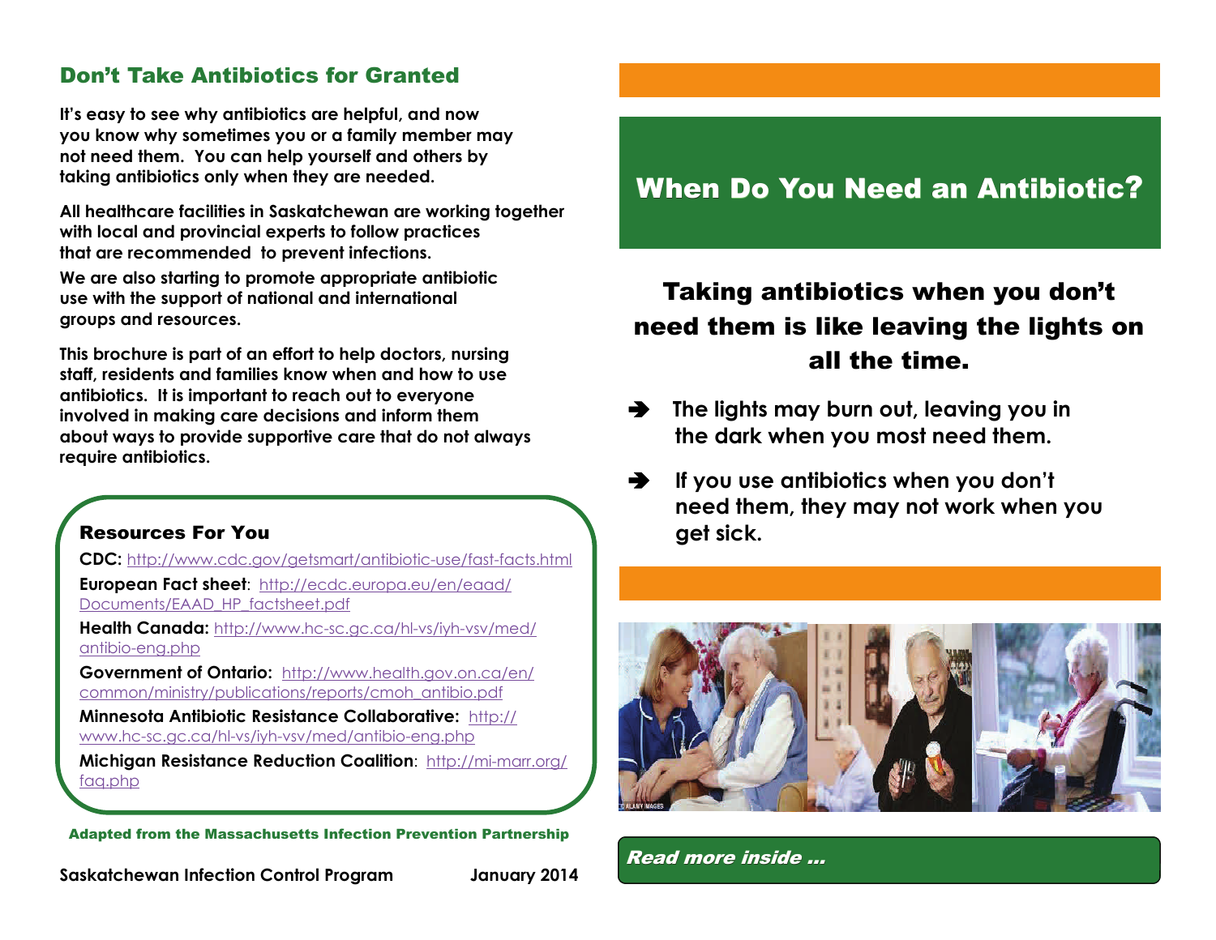## Don't Take Antibiotics for Granted

**It's easy to see why antibiotics are helpful, and now you know why sometimes you or a family member may not need them. You can help yourself and others by taking antibiotics only when they are needed.**

**All healthcare facilities in Saskatchewan are working together with local and provincial experts to follow practices that are recommended to prevent infections.**

**We are also starting to promote appropriate antibiotic use with the support of national and international groups and resources.**

**This brochure is part of an effort to help doctors, nursing staff, residents and families know when and how to use antibiotics. It is important to reach out to everyone involved in making care decisions and inform them about ways to provide supportive care that do not always require antibiotics.**

### Resources For You

**CDC:** http://www.cdc.gov/getsmart/antibiotic-use/fast-facts.html

**European Fact sheet**: http://ecdc.europa.eu/en/eaad/Documents/EAAD_HP_factsheet.pdf

**Health Canada:** http://www.hc-sc.gc.ca/hl-vs/iyh-vsv/med/antibio-eng.php

**Government of Ontario:** http://www.health.gov.on.ca/en/common/ministry/publications/reports/cmoh_antibio.pdf

**Minnesota Antibiotic Resistance Collaborative:** http://www.hc-sc.gc.ca/hl-vs/iyh-vsv/med/antibio-eng.php

**Michigan Resistance Reduction Coalition**: http://mi-marr.org/faq.php

**Adapted from the Massachusetts Infection Prevention Partnership**

**Saskatchewan Infection Control Program** January 2014

# When Do You Need an Antibiotic?

## Taking antibiotics when you don't need them is like leaving the lights on all the time.

- **The lights may burn out, leaving you in the dark when you most need them.**
- **If you use antibiotics when you don't need them, they may not work when you get sick.**

***Read more inside ...***